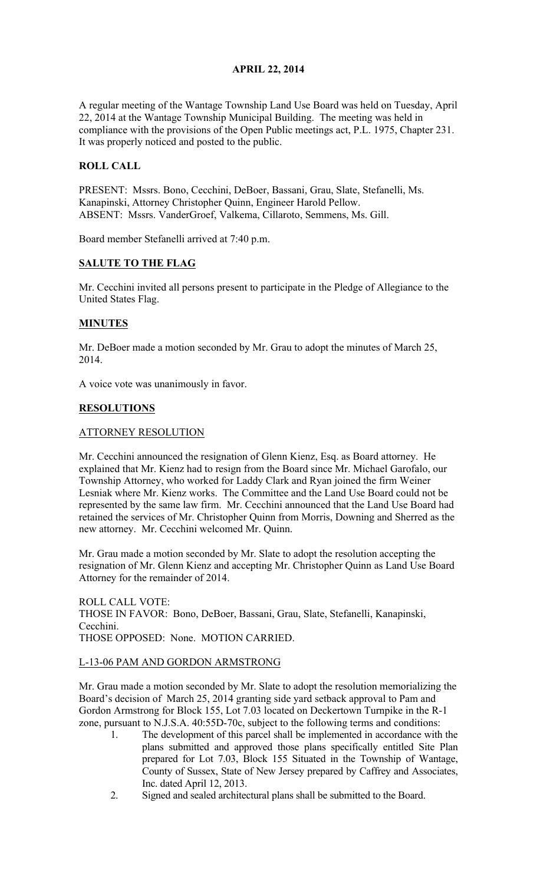# APRIL 22, 2014

A regular meeting of the Wantage Township Land Use Board was held on Tuesday, April 22, 2014 at the Wantage Township Municipal Building. The meeting was held in compliance with the provisions of the Open Public meetings act, P.L. 1975, Chapter 231. It was properly noticed and posted to the public.

## ROLL CALL

PRESENT: Mssrs. Bono, Cecchini, DeBoer, Bassani, Grau, Slate, Stefanelli, Ms. Kanapinski, Attorney Christopher Quinn, Engineer Harold Pellow.
ABSENT: Mssrs. VanderGroef, Valkema, Cillaroto, Semmens, Ms. Gill.

Board member Stefanelli arrived at 7:40 p.m.

## SALUTE TO THE FLAG

Mr. Cecchini invited all persons present to participate in the Pledge of Allegiance to the United States Flag.

## MINUTES

Mr. DeBoer made a motion seconded by Mr. Grau to adopt the minutes of March 25, 2014.

A voice vote was unanimously in favor.

## RESOLUTIONS

### ATTORNEY RESOLUTION

Mr. Cecchini announced the resignation of Glenn Kienz, Esq. as Board attorney. He explained that Mr. Kienz had to resign from the Board since Mr. Michael Garofalo, our Township Attorney, who worked for Laddy Clark and Ryan joined the firm Weiner Lesniak where Mr. Kienz works. The Committee and the Land Use Board could not be represented by the same law firm. Mr. Cecchini announced that the Land Use Board had retained the services of Mr. Christopher Quinn from Morris, Downing and Sherred as the new attorney. Mr. Cecchini welcomed Mr. Quinn.

Mr. Grau made a motion seconded by Mr. Slate to adopt the resolution accepting the resignation of Mr. Glenn Kienz and accepting Mr. Christopher Quinn as Land Use Board Attorney for the remainder of 2014.

ROLL CALL VOTE:
THOSE IN FAVOR: Bono, DeBoer, Bassani, Grau, Slate, Stefanelli, Kanapinski, Cecchini.
THOSE OPPOSED: None. MOTION CARRIED.

### L-13-06 PAM AND GORDON ARMSTRONG

Mr. Grau made a motion seconded by Mr. Slate to adopt the resolution memorializing the Board's decision of March 25, 2014 granting side yard setback approval to Pam and Gordon Armstrong for Block 155, Lot 7.03 located on Deckertown Turnpike in the R-1 zone, pursuant to N.J.S.A. 40:55D-70c, subject to the following terms and conditions:

1. The development of this parcel shall be implemented in accordance with the plans submitted and approved those plans specifically entitled Site Plan prepared for Lot 7.03, Block 155 Situated in the Township of Wantage, County of Sussex, State of New Jersey prepared by Caffrey and Associates, Inc. dated April 12, 2013.
2. Signed and sealed architectural plans shall be submitted to the Board.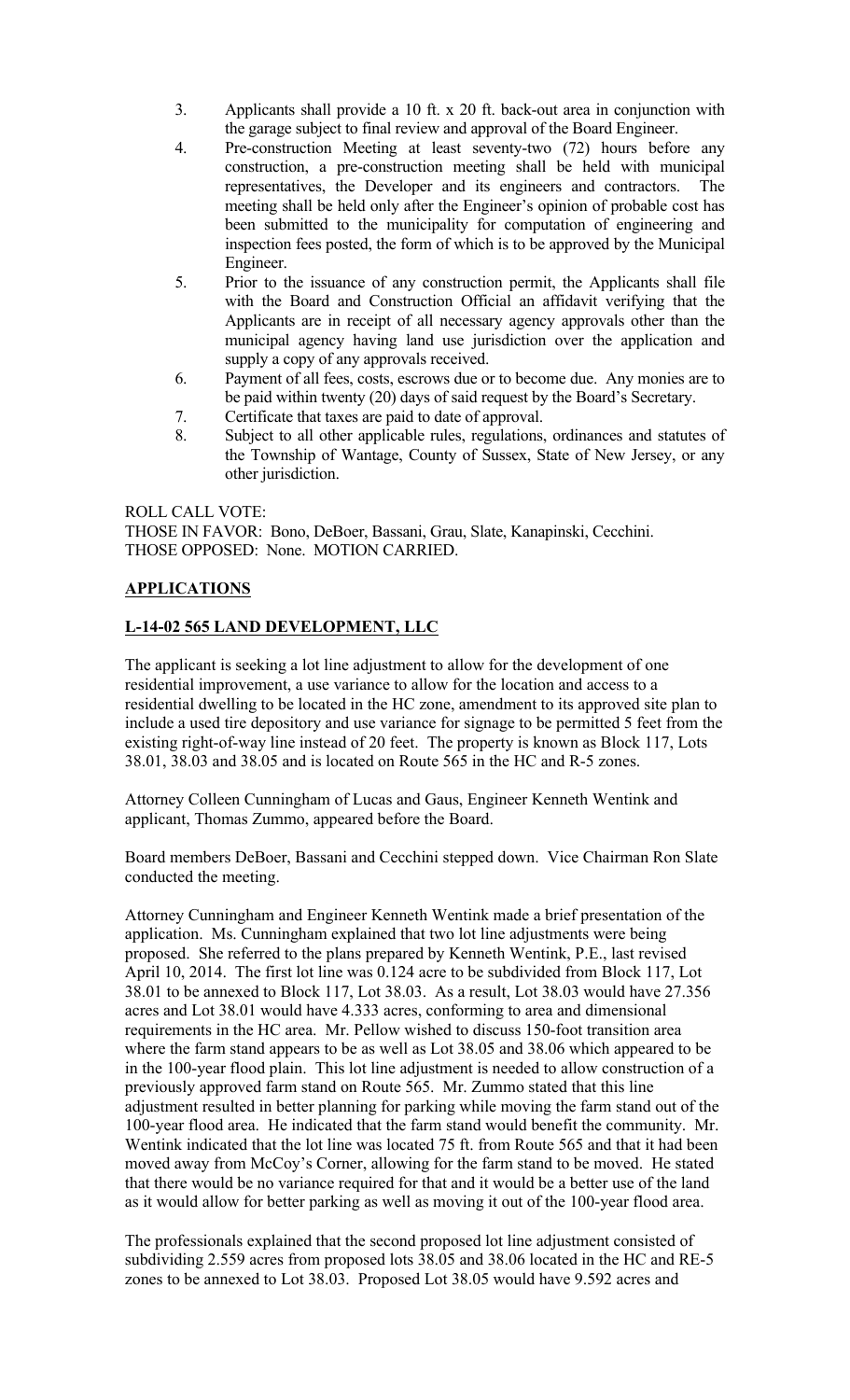3. Applicants shall provide a 10 ft. x 20 ft. back-out area in conjunction with the garage subject to final review and approval of the Board Engineer.
4. Pre-construction Meeting at least seventy-two (72) hours before any construction, a pre-construction meeting shall be held with municipal representatives, the Developer and its engineers and contractors. The meeting shall be held only after the Engineer's opinion of probable cost has been submitted to the municipality for computation of engineering and inspection fees posted, the form of which is to be approved by the Municipal Engineer.
5. Prior to the issuance of any construction permit, the Applicants shall file with the Board and Construction Official an affidavit verifying that the Applicants are in receipt of all necessary agency approvals other than the municipal agency having land use jurisdiction over the application and supply a copy of any approvals received.
6. Payment of all fees, costs, escrows due or to become due. Any monies are to be paid within twenty (20) days of said request by the Board's Secretary.
7. Certificate that taxes are paid to date of approval.
8. Subject to all other applicable rules, regulations, ordinances and statutes of the Township of Wantage, County of Sussex, State of New Jersey, or any other jurisdiction.

ROLL CALL VOTE:
THOSE IN FAVOR: Bono, DeBoer, Bassani, Grau, Slate, Kanapinski, Cecchini.
THOSE OPPOSED: None. MOTION CARRIED.

## APPLICATIONS

## L-14-02 565 LAND DEVELOPMENT, LLC

The applicant is seeking a lot line adjustment to allow for the development of one residential improvement, a use variance to allow for the location and access to a residential dwelling to be located in the HC zone, amendment to its approved site plan to include a used tire depository and use variance for signage to be permitted 5 feet from the existing right-of-way line instead of 20 feet. The property is known as Block 117, Lots 38.01, 38.03 and 38.05 and is located on Route 565 in the HC and R-5 zones.

Attorney Colleen Cunningham of Lucas and Gaus, Engineer Kenneth Wentink and applicant, Thomas Zummo, appeared before the Board.

Board members DeBoer, Bassani and Cecchini stepped down. Vice Chairman Ron Slate conducted the meeting.

Attorney Cunningham and Engineer Kenneth Wentink made a brief presentation of the application. Ms. Cunningham explained that two lot line adjustments were being proposed. She referred to the plans prepared by Kenneth Wentink, P.E., last revised April 10, 2014. The first lot line was 0.124 acre to be subdivided from Block 117, Lot 38.01 to be annexed to Block 117, Lot 38.03. As a result, Lot 38.03 would have 27.356 acres and Lot 38.01 would have 4.333 acres, conforming to area and dimensional requirements in the HC area. Mr. Pellow wished to discuss 150-foot transition area where the farm stand appears to be as well as Lot 38.05 and 38.06 which appeared to be in the 100-year flood plain. This lot line adjustment is needed to allow construction of a previously approved farm stand on Route 565. Mr. Zummo stated that this line adjustment resulted in better planning for parking while moving the farm stand out of the 100-year flood area. He indicated that the farm stand would benefit the community. Mr. Wentink indicated that the lot line was located 75 ft. from Route 565 and that it had been moved away from McCoy's Corner, allowing for the farm stand to be moved. He stated that there would be no variance required for that and it would be a better use of the land as it would allow for better parking as well as moving it out of the 100-year flood area.

The professionals explained that the second proposed lot line adjustment consisted of subdividing 2.559 acres from proposed lots 38.05 and 38.06 located in the HC and RE-5 zones to be annexed to Lot 38.03. Proposed Lot 38.05 would have 9.592 acres and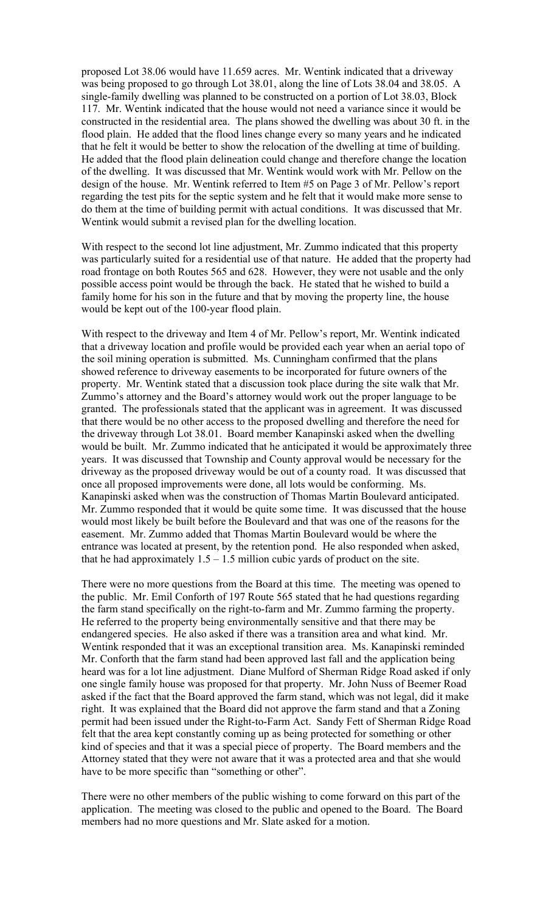proposed Lot 38.06 would have 11.659 acres. Mr. Wentink indicated that a driveway was being proposed to go through Lot 38.01, along the line of Lots 38.04 and 38.05. A single-family dwelling was planned to be constructed on a portion of Lot 38.03, Block 117. Mr. Wentink indicated that the house would not need a variance since it would be constructed in the residential area. The plans showed the dwelling was about 30 ft. in the flood plain. He added that the flood lines change every so many years and he indicated that he felt it would be better to show the relocation of the dwelling at time of building. He added that the flood plain delineation could change and therefore change the location of the dwelling. It was discussed that Mr. Wentink would work with Mr. Pellow on the design of the house. Mr. Wentink referred to Item #5 on Page 3 of Mr. Pellow's report regarding the test pits for the septic system and he felt that it would make more sense to do them at the time of building permit with actual conditions. It was discussed that Mr. Wentink would submit a revised plan for the dwelling location.

With respect to the second lot line adjustment, Mr. Zummo indicated that this property was particularly suited for a residential use of that nature. He added that the property had road frontage on both Routes 565 and 628. However, they were not usable and the only possible access point would be through the back. He stated that he wished to build a family home for his son in the future and that by moving the property line, the house would be kept out of the 100-year flood plain.

With respect to the driveway and Item 4 of Mr. Pellow's report, Mr. Wentink indicated that a driveway location and profile would be provided each year when an aerial topo of the soil mining operation is submitted. Ms. Cunningham confirmed that the plans showed reference to driveway easements to be incorporated for future owners of the property. Mr. Wentink stated that a discussion took place during the site walk that Mr. Zummo's attorney and the Board's attorney would work out the proper language to be granted. The professionals stated that the applicant was in agreement. It was discussed that there would be no other access to the proposed dwelling and therefore the need for the driveway through Lot 38.01. Board member Kanapinski asked when the dwelling would be built. Mr. Zummo indicated that he anticipated it would be approximately three years. It was discussed that Township and County approval would be necessary for the driveway as the proposed driveway would be out of a county road. It was discussed that once all proposed improvements were done, all lots would be conforming. Ms. Kanapinski asked when was the construction of Thomas Martin Boulevard anticipated. Mr. Zummo responded that it would be quite some time. It was discussed that the house would most likely be built before the Boulevard and that was one of the reasons for the easement. Mr. Zummo added that Thomas Martin Boulevard would be where the entrance was located at present, by the retention pond. He also responded when asked, that he had approximately 1.5 – 1.5 million cubic yards of product on the site.

There were no more questions from the Board at this time. The meeting was opened to the public. Mr. Emil Conforth of 197 Route 565 stated that he had questions regarding the farm stand specifically on the right-to-farm and Mr. Zummo farming the property. He referred to the property being environmentally sensitive and that there may be endangered species. He also asked if there was a transition area and what kind. Mr. Wentink responded that it was an exceptional transition area. Ms. Kanapinski reminded Mr. Conforth that the farm stand had been approved last fall and the application being heard was for a lot line adjustment. Diane Mulford of Sherman Ridge Road asked if only one single family house was proposed for that property. Mr. John Nuss of Beemer Road asked if the fact that the Board approved the farm stand, which was not legal, did it make right. It was explained that the Board did not approve the farm stand and that a Zoning permit had been issued under the Right-to-Farm Act. Sandy Fett of Sherman Ridge Road felt that the area kept constantly coming up as being protected for something or other kind of species and that it was a special piece of property. The Board members and the Attorney stated that they were not aware that it was a protected area and that she would have to be more specific than "something or other".

There were no other members of the public wishing to come forward on this part of the application. The meeting was closed to the public and opened to the Board. The Board members had no more questions and Mr. Slate asked for a motion.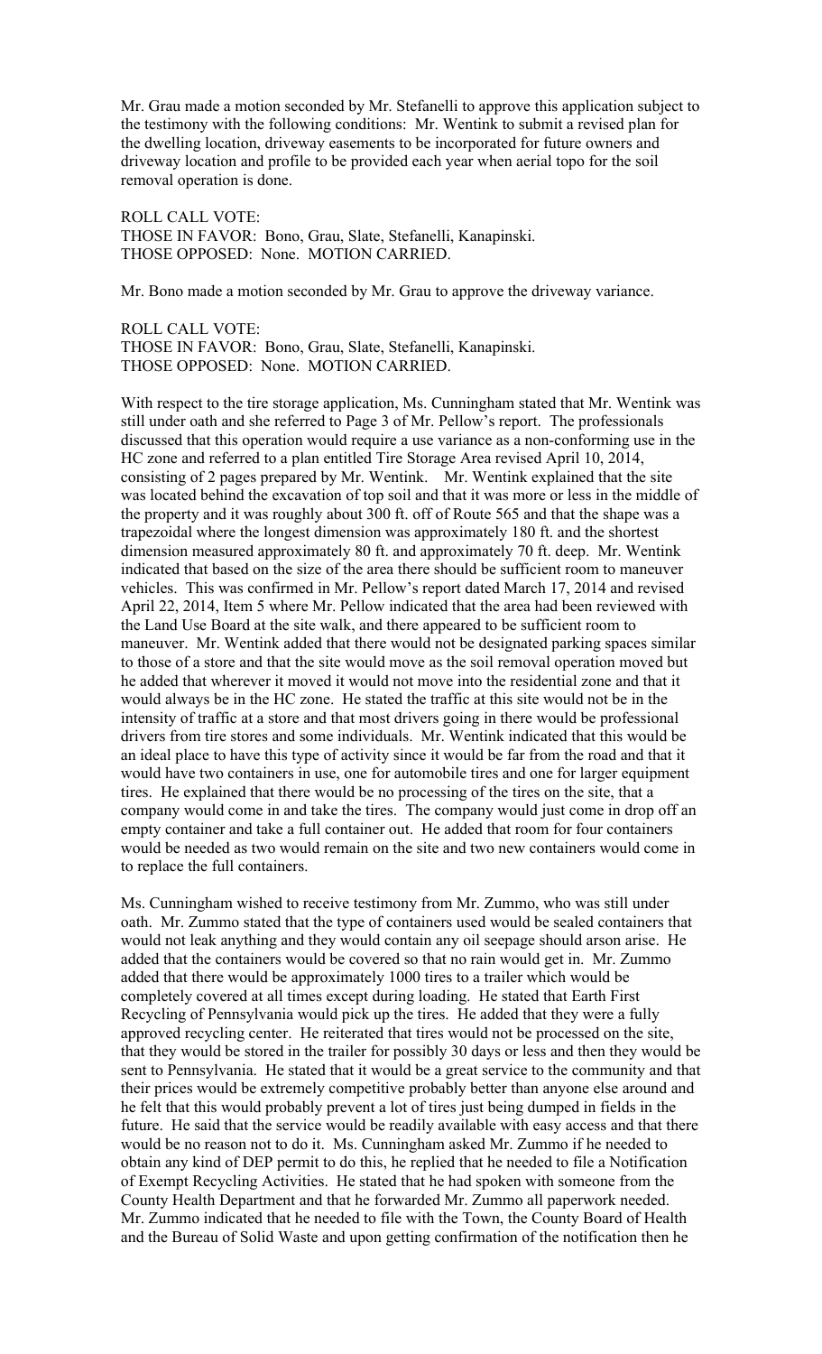Mr. Grau made a motion seconded by Mr. Stefanelli to approve this application subject to the testimony with the following conditions: Mr. Wentink to submit a revised plan for the dwelling location, driveway easements to be incorporated for future owners and driveway location and profile to be provided each year when aerial topo for the soil removal operation is done.

ROLL CALL VOTE:
THOSE IN FAVOR: Bono, Grau, Slate, Stefanelli, Kanapinski.
THOSE OPPOSED: None. MOTION CARRIED.

Mr. Bono made a motion seconded by Mr. Grau to approve the driveway variance.

ROLL CALL VOTE:
THOSE IN FAVOR: Bono, Grau, Slate, Stefanelli, Kanapinski.
THOSE OPPOSED: None. MOTION CARRIED.

With respect to the tire storage application, Ms. Cunningham stated that Mr. Wentink was still under oath and she referred to Page 3 of Mr. Pellow's report. The professionals discussed that this operation would require a use variance as a non-conforming use in the HC zone and referred to a plan entitled Tire Storage Area revised April 10, 2014, consisting of 2 pages prepared by Mr. Wentink. Mr. Wentink explained that the site was located behind the excavation of top soil and that it was more or less in the middle of the property and it was roughly about 300 ft. off of Route 565 and that the shape was a trapezoidal where the longest dimension was approximately 180 ft. and the shortest dimension measured approximately 80 ft. and approximately 70 ft. deep. Mr. Wentink indicated that based on the size of the area there should be sufficient room to maneuver vehicles. This was confirmed in Mr. Pellow's report dated March 17, 2014 and revised April 22, 2014, Item 5 where Mr. Pellow indicated that the area had been reviewed with the Land Use Board at the site walk, and there appeared to be sufficient room to maneuver. Mr. Wentink added that there would not be designated parking spaces similar to those of a store and that the site would move as the soil removal operation moved but he added that wherever it moved it would not move into the residential zone and that it would always be in the HC zone. He stated the traffic at this site would not be in the intensity of traffic at a store and that most drivers going in there would be professional drivers from tire stores and some individuals. Mr. Wentink indicated that this would be an ideal place to have this type of activity since it would be far from the road and that it would have two containers in use, one for automobile tires and one for larger equipment tires. He explained that there would be no processing of the tires on the site, that a company would come in and take the tires. The company would just come in drop off an empty container and take a full container out. He added that room for four containers would be needed as two would remain on the site and two new containers would come in to replace the full containers.

Ms. Cunningham wished to receive testimony from Mr. Zummo, who was still under oath. Mr. Zummo stated that the type of containers used would be sealed containers that would not leak anything and they would contain any oil seepage should arson arise. He added that the containers would be covered so that no rain would get in. Mr. Zummo added that there would be approximately 1000 tires to a trailer which would be completely covered at all times except during loading. He stated that Earth First Recycling of Pennsylvania would pick up the tires. He added that they were a fully approved recycling center. He reiterated that tires would not be processed on the site, that they would be stored in the trailer for possibly 30 days or less and then they would be sent to Pennsylvania. He stated that it would be a great service to the community and that their prices would be extremely competitive probably better than anyone else around and he felt that this would probably prevent a lot of tires just being dumped in fields in the future. He said that the service would be readily available with easy access and that there would be no reason not to do it. Ms. Cunningham asked Mr. Zummo if he needed to obtain any kind of DEP permit to do this, he replied that he needed to file a Notification of Exempt Recycling Activities. He stated that he had spoken with someone from the County Health Department and that he forwarded Mr. Zummo all paperwork needed. Mr. Zummo indicated that he needed to file with the Town, the County Board of Health and the Bureau of Solid Waste and upon getting confirmation of the notification then he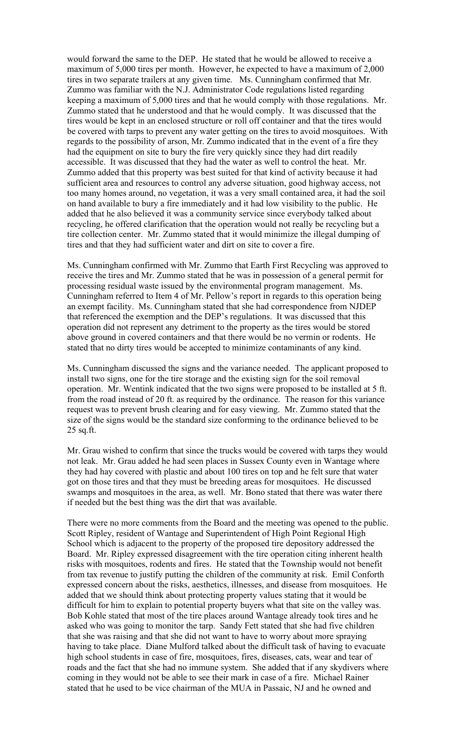would forward the same to the DEP. He stated that he would be allowed to receive a maximum of 5,000 tires per month. However, he expected to have a maximum of 2,000 tires in two separate trailers at any given time. Ms. Cunningham confirmed that Mr. Zummo was familiar with the N.J. Administrator Code regulations listed regarding keeping a maximum of 5,000 tires and that he would comply with those regulations. Mr. Zummo stated that he understood and that he would comply. It was discussed that the tires would be kept in an enclosed structure or roll off container and that the tires would be covered with tarps to prevent any water getting on the tires to avoid mosquitoes. With regards to the possibility of arson, Mr. Zummo indicated that in the event of a fire they had the equipment on site to bury the fire very quickly since they had dirt readily accessible. It was discussed that they had the water as well to control the heat. Mr. Zummo added that this property was best suited for that kind of activity because it had sufficient area and resources to control any adverse situation, good highway access, not too many homes around, no vegetation, it was a very small contained area, it had the soil on hand available to bury a fire immediately and it had low visibility to the public. He added that he also believed it was a community service since everybody talked about recycling, he offered clarification that the operation would not really be recycling but a tire collection center. Mr. Zummo stated that it would minimize the illegal dumping of tires and that they had sufficient water and dirt on site to cover a fire.

Ms. Cunningham confirmed with Mr. Zummo that Earth First Recycling was approved to receive the tires and Mr. Zummo stated that he was in possession of a general permit for processing residual waste issued by the environmental program management. Ms. Cunningham referred to Item 4 of Mr. Pellow's report in regards to this operation being an exempt facility. Ms. Cunningham stated that she had correspondence from NJDEP that referenced the exemption and the DEP's regulations. It was discussed that this operation did not represent any detriment to the property as the tires would be stored above ground in covered containers and that there would be no vermin or rodents. He stated that no dirty tires would be accepted to minimize contaminants of any kind.

Ms. Cunningham discussed the signs and the variance needed. The applicant proposed to install two signs, one for the tire storage and the existing sign for the soil removal operation. Mr. Wentink indicated that the two signs were proposed to be installed at 5 ft. from the road instead of 20 ft. as required by the ordinance. The reason for this variance request was to prevent brush clearing and for easy viewing. Mr. Zummo stated that the size of the signs would be the standard size conforming to the ordinance believed to be 25 sq.ft.

Mr. Grau wished to confirm that since the trucks would be covered with tarps they would not leak. Mr. Grau added he had seen places in Sussex County even in Wantage where they had hay covered with plastic and about 100 tires on top and he felt sure that water got on those tires and that they must be breeding areas for mosquitoes. He discussed swamps and mosquitoes in the area, as well. Mr. Bono stated that there was water there if needed but the best thing was the dirt that was available.

There were no more comments from the Board and the meeting was opened to the public. Scott Ripley, resident of Wantage and Superintendent of High Point Regional High School which is adjacent to the property of the proposed tire depository addressed the Board. Mr. Ripley expressed disagreement with the tire operation citing inherent health risks with mosquitoes, rodents and fires. He stated that the Township would not benefit from tax revenue to justify putting the children of the community at risk. Emil Conforth expressed concern about the risks, aesthetics, illnesses, and disease from mosquitoes. He added that we should think about protecting property values stating that it would be difficult for him to explain to potential property buyers what that site on the valley was. Bob Kohle stated that most of the tire places around Wantage already took tires and he asked who was going to monitor the tarp. Sandy Fett stated that she had five children that she was raising and that she did not want to have to worry about more spraying having to take place. Diane Mulford talked about the difficult task of having to evacuate high school students in case of fire, mosquitoes, fires, diseases, cats, wear and tear of roads and the fact that she had no immune system. She added that if any skydivers where coming in they would not be able to see their mark in case of a fire. Michael Rainer stated that he used to be vice chairman of the MUA in Passaic, NJ and he owned and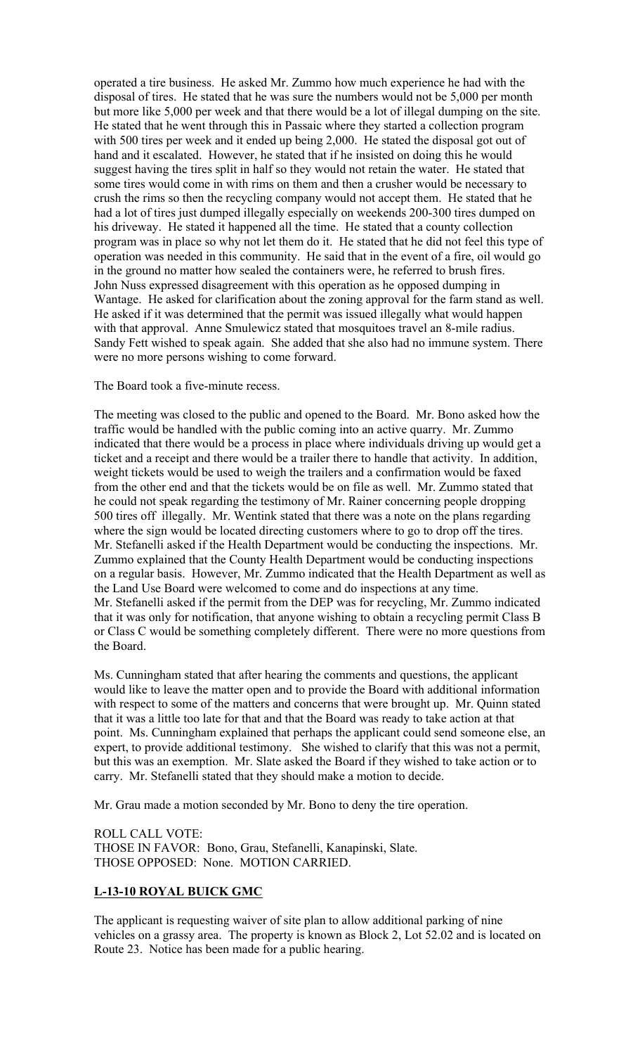operated a tire business. He asked Mr. Zummo how much experience he had with the disposal of tires. He stated that he was sure the numbers would not be 5,000 per month but more like 5,000 per week and that there would be a lot of illegal dumping on the site. He stated that he went through this in Passaic where they started a collection program with 500 tires per week and it ended up being 2,000. He stated the disposal got out of hand and it escalated. However, he stated that if he insisted on doing this he would suggest having the tires split in half so they would not retain the water. He stated that some tires would come in with rims on them and then a crusher would be necessary to crush the rims so then the recycling company would not accept them. He stated that he had a lot of tires just dumped illegally especially on weekends 200-300 tires dumped on his driveway. He stated it happened all the time. He stated that a county collection program was in place so why not let them do it. He stated that he did not feel this type of operation was needed in this community. He said that in the event of a fire, oil would go in the ground no matter how sealed the containers were, he referred to brush fires. John Nuss expressed disagreement with this operation as he opposed dumping in Wantage. He asked for clarification about the zoning approval for the farm stand as well. He asked if it was determined that the permit was issued illegally what would happen with that approval. Anne Smulewicz stated that mosquitoes travel an 8-mile radius. Sandy Fett wished to speak again. She added that she also had no immune system. There were no more persons wishing to come forward.

The Board took a five-minute recess.

The meeting was closed to the public and opened to the Board. Mr. Bono asked how the traffic would be handled with the public coming into an active quarry. Mr. Zummo indicated that there would be a process in place where individuals driving up would get a ticket and a receipt and there would be a trailer there to handle that activity. In addition, weight tickets would be used to weigh the trailers and a confirmation would be faxed from the other end and that the tickets would be on file as well. Mr. Zummo stated that he could not speak regarding the testimony of Mr. Rainer concerning people dropping 500 tires off illegally. Mr. Wentink stated that there was a note on the plans regarding where the sign would be located directing customers where to go to drop off the tires. Mr. Stefanelli asked if the Health Department would be conducting the inspections. Mr. Zummo explained that the County Health Department would be conducting inspections on a regular basis. However, Mr. Zummo indicated that the Health Department as well as the Land Use Board were welcomed to come and do inspections at any time. Mr. Stefanelli asked if the permit from the DEP was for recycling, Mr. Zummo indicated that it was only for notification, that anyone wishing to obtain a recycling permit Class B or Class C would be something completely different. There were no more questions from the Board.

Ms. Cunningham stated that after hearing the comments and questions, the applicant would like to leave the matter open and to provide the Board with additional information with respect to some of the matters and concerns that were brought up. Mr. Quinn stated that it was a little too late for that and that the Board was ready to take action at that point. Ms. Cunningham explained that perhaps the applicant could send someone else, an expert, to provide additional testimony. She wished to clarify that this was not a permit, but this was an exemption. Mr. Slate asked the Board if they wished to take action or to carry. Mr. Stefanelli stated that they should make a motion to decide.

Mr. Grau made a motion seconded by Mr. Bono to deny the tire operation.

ROLL CALL VOTE:
THOSE IN FAVOR: Bono, Grau, Stefanelli, Kanapinski, Slate.
THOSE OPPOSED: None. MOTION CARRIED.

**L-13-10 ROYAL BUICK GMC**

The applicant is requesting waiver of site plan to allow additional parking of nine vehicles on a grassy area. The property is known as Block 2, Lot 52.02 and is located on Route 23. Notice has been made for a public hearing.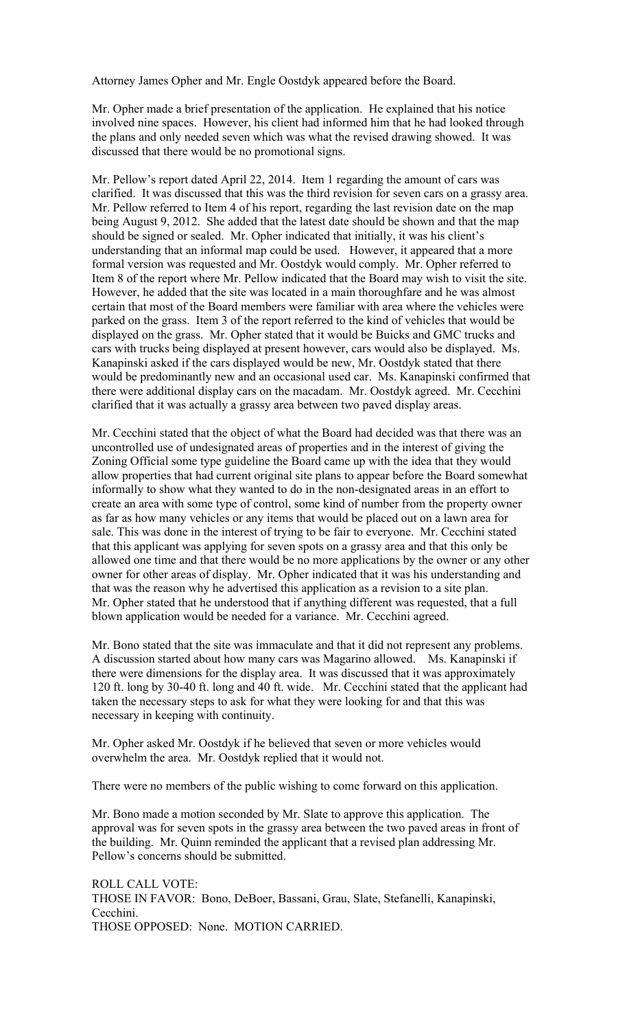Attorney James Opher and Mr. Engle Oostdyk appeared before the Board.

Mr. Opher made a brief presentation of the application. He explained that his notice involved nine spaces. However, his client had informed him that he had looked through the plans and only needed seven which was what the revised drawing showed. It was discussed that there would be no promotional signs.

Mr. Pellow's report dated April 22, 2014. Item 1 regarding the amount of cars was clarified. It was discussed that this was the third revision for seven cars on a grassy area. Mr. Pellow referred to Item 4 of his report, regarding the last revision date on the map being August 9, 2012. She added that the latest date should be shown and that the map should be signed or sealed. Mr. Opher indicated that initially, it was his client's understanding that an informal map could be used. However, it appeared that a more formal version was requested and Mr. Oostdyk would comply. Mr. Opher referred to Item 8 of the report where Mr. Pellow indicated that the Board may wish to visit the site. However, he added that the site was located in a main thoroughfare and he was almost certain that most of the Board members were familiar with area where the vehicles were parked on the grass. Item 3 of the report referred to the kind of vehicles that would be displayed on the grass. Mr. Opher stated that it would be Buicks and GMC trucks and cars with trucks being displayed at present however, cars would also be displayed. Ms. Kanapinski asked if the cars displayed would be new, Mr. Oostdyk stated that there would be predominantly new and an occasional used car. Ms. Kanapinski confirmed that there were additional display cars on the macadam. Mr. Oostdyk agreed. Mr. Cecchini clarified that it was actually a grassy area between two paved display areas.

Mr. Cecchini stated that the object of what the Board had decided was that there was an uncontrolled use of undesignated areas of properties and in the interest of giving the Zoning Official some type guideline the Board came up with the idea that they would allow properties that had current original site plans to appear before the Board somewhat informally to show what they wanted to do in the non-designated areas in an effort to create an area with some type of control, some kind of number from the property owner as far as how many vehicles or any items that would be placed out on a lawn area for sale. This was done in the interest of trying to be fair to everyone. Mr. Cecchini stated that this applicant was applying for seven spots on a grassy area and that this only be allowed one time and that there would be no more applications by the owner or any other owner for other areas of display. Mr. Opher indicated that it was his understanding and that was the reason why he advertised this application as a revision to a site plan. Mr. Opher stated that he understood that if anything different was requested, that a full blown application would be needed for a variance. Mr. Cecchini agreed.

Mr. Bono stated that the site was immaculate and that it did not represent any problems. A discussion started about how many cars was Magarino allowed. Ms. Kanapinski if there were dimensions for the display area. It was discussed that it was approximately 120 ft. long by 30-40 ft. long and 40 ft. wide. Mr. Cecchini stated that the applicant had taken the necessary steps to ask for what they were looking for and that this was necessary in keeping with continuity.

Mr. Opher asked Mr. Oostdyk if he believed that seven or more vehicles would overwhelm the area. Mr. Oostdyk replied that it would not.

There were no members of the public wishing to come forward on this application.

Mr. Bono made a motion seconded by Mr. Slate to approve this application. The approval was for seven spots in the grassy area between the two paved areas in front of the building. Mr. Quinn reminded the applicant that a revised plan addressing Mr. Pellow's concerns should be submitted.

ROLL CALL VOTE:
THOSE IN FAVOR: Bono, DeBoer, Bassani, Grau, Slate, Stefanelli, Kanapinski, Cecchini.
THOSE OPPOSED: None. MOTION CARRIED.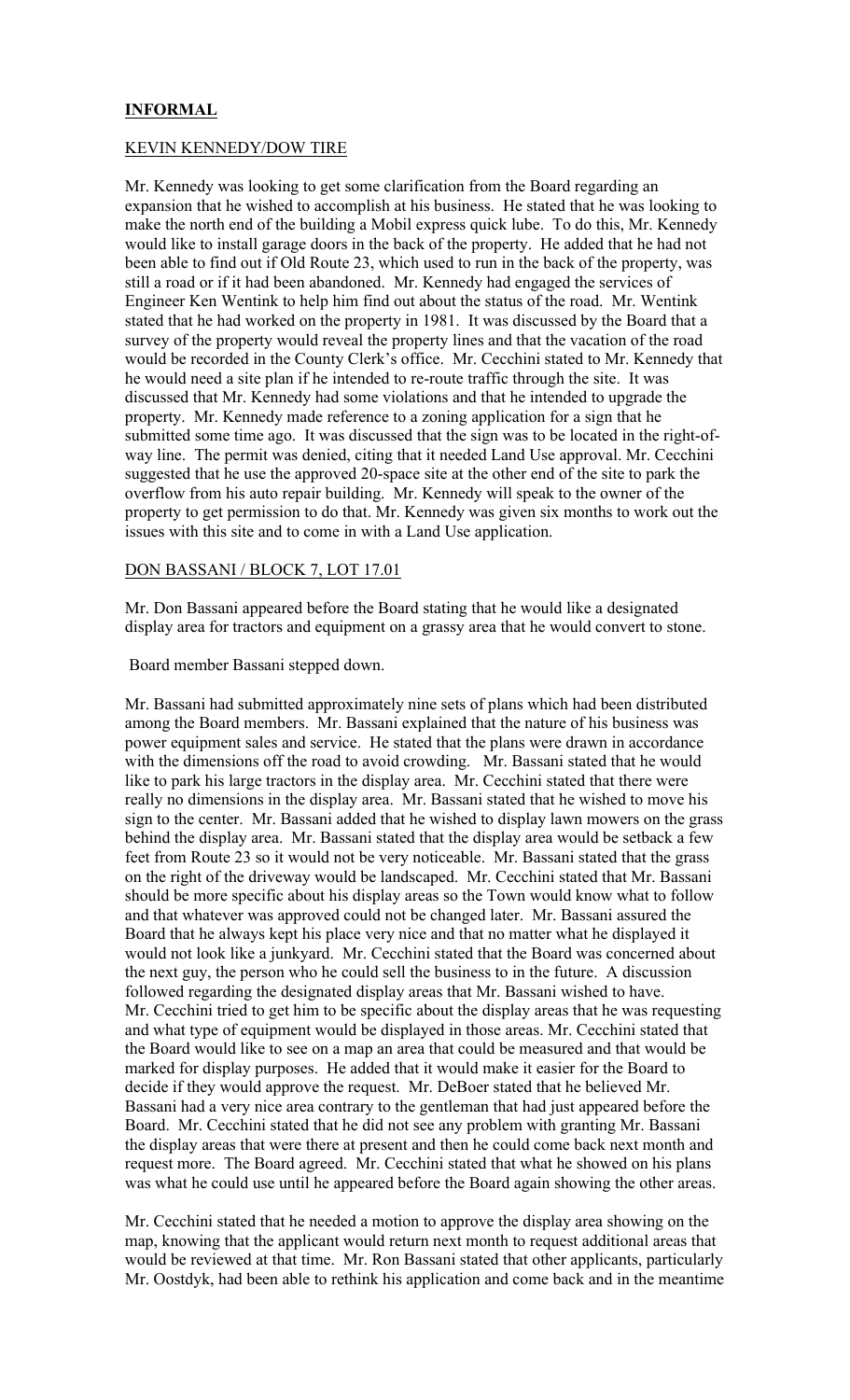## INFORMAL

### KEVIN KENNEDY/DOW TIRE

Mr. Kennedy was looking to get some clarification from the Board regarding an expansion that he wished to accomplish at his business. He stated that he was looking to make the north end of the building a Mobil express quick lube. To do this, Mr. Kennedy would like to install garage doors in the back of the property. He added that he had not been able to find out if Old Route 23, which used to run in the back of the property, was still a road or if it had been abandoned. Mr. Kennedy had engaged the services of Engineer Ken Wentink to help him find out about the status of the road. Mr. Wentink stated that he had worked on the property in 1981. It was discussed by the Board that a survey of the property would reveal the property lines and that the vacation of the road would be recorded in the County Clerk's office. Mr. Cecchini stated to Mr. Kennedy that he would need a site plan if he intended to re-route traffic through the site. It was discussed that Mr. Kennedy had some violations and that he intended to upgrade the property. Mr. Kennedy made reference to a zoning application for a sign that he submitted some time ago. It was discussed that the sign was to be located in the right-of-way line. The permit was denied, citing that it needed Land Use approval. Mr. Cecchini suggested that he use the approved 20-space site at the other end of the site to park the overflow from his auto repair building. Mr. Kennedy will speak to the owner of the property to get permission to do that. Mr. Kennedy was given six months to work out the issues with this site and to come in with a Land Use application.

### DON BASSANI / BLOCK 7, LOT 17.01

Mr. Don Bassani appeared before the Board stating that he would like a designated display area for tractors and equipment on a grassy area that he would convert to stone.

Board member Bassani stepped down.

Mr. Bassani had submitted approximately nine sets of plans which had been distributed among the Board members. Mr. Bassani explained that the nature of his business was power equipment sales and service. He stated that the plans were drawn in accordance with the dimensions off the road to avoid crowding. Mr. Bassani stated that he would like to park his large tractors in the display area. Mr. Cecchini stated that there were really no dimensions in the display area. Mr. Bassani stated that he wished to move his sign to the center. Mr. Bassani added that he wished to display lawn mowers on the grass behind the display area. Mr. Bassani stated that the display area would be setback a few feet from Route 23 so it would not be very noticeable. Mr. Bassani stated that the grass on the right of the driveway would be landscaped. Mr. Cecchini stated that Mr. Bassani should be more specific about his display areas so the Town would know what to follow and that whatever was approved could not be changed later. Mr. Bassani assured the Board that he always kept his place very nice and that no matter what he displayed it would not look like a junkyard. Mr. Cecchini stated that the Board was concerned about the next guy, the person who he could sell the business to in the future. A discussion followed regarding the designated display areas that Mr. Bassani wished to have. Mr. Cecchini tried to get him to be specific about the display areas that he was requesting and what type of equipment would be displayed in those areas. Mr. Cecchini stated that the Board would like to see on a map an area that could be measured and that would be marked for display purposes. He added that it would make it easier for the Board to decide if they would approve the request. Mr. DeBoer stated that he believed Mr. Bassani had a very nice area contrary to the gentleman that had just appeared before the Board. Mr. Cecchini stated that he did not see any problem with granting Mr. Bassani the display areas that were there at present and then he could come back next month and request more. The Board agreed. Mr. Cecchini stated that what he showed on his plans was what he could use until he appeared before the Board again showing the other areas.

Mr. Cecchini stated that he needed a motion to approve the display area showing on the map, knowing that the applicant would return next month to request additional areas that would be reviewed at that time. Mr. Ron Bassani stated that other applicants, particularly Mr. Oostdyk, had been able to rethink his application and come back and in the meantime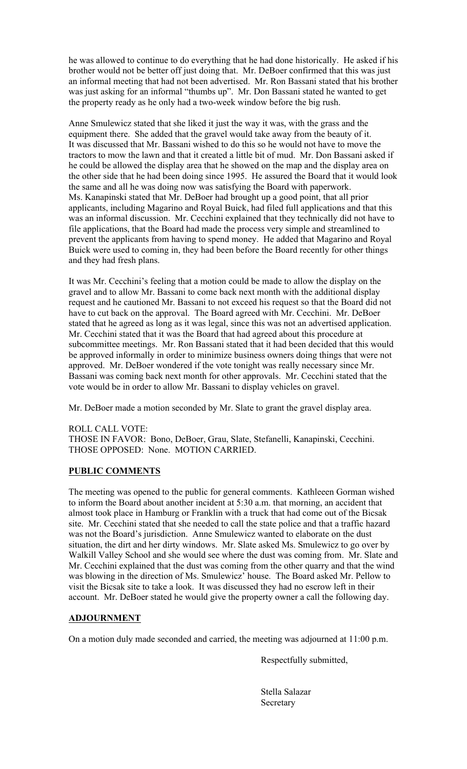he was allowed to continue to do everything that he had done historically. He asked if his brother would not be better off just doing that. Mr. DeBoer confirmed that this was just an informal meeting that had not been advertised. Mr. Ron Bassani stated that his brother was just asking for an informal "thumbs up". Mr. Don Bassani stated he wanted to get the property ready as he only had a two-week window before the big rush.

Anne Smulewicz stated that she liked it just the way it was, with the grass and the equipment there. She added that the gravel would take away from the beauty of it. It was discussed that Mr. Bassani wished to do this so he would not have to move the tractors to mow the lawn and that it created a little bit of mud. Mr. Don Bassani asked if he could be allowed the display area that he showed on the map and the display area on the other side that he had been doing since 1995. He assured the Board that it would look the same and all he was doing now was satisfying the Board with paperwork. Ms. Kanapinski stated that Mr. DeBoer had brought up a good point, that all prior applicants, including Magarino and Royal Buick, had filed full applications and that this was an informal discussion. Mr. Cecchini explained that they technically did not have to file applications, that the Board had made the process very simple and streamlined to prevent the applicants from having to spend money. He added that Magarino and Royal Buick were used to coming in, they had been before the Board recently for other things and they had fresh plans.

It was Mr. Cecchini's feeling that a motion could be made to allow the display on the gravel and to allow Mr. Bassani to come back next month with the additional display request and he cautioned Mr. Bassani to not exceed his request so that the Board did not have to cut back on the approval. The Board agreed with Mr. Cecchini. Mr. DeBoer stated that he agreed as long as it was legal, since this was not an advertised application. Mr. Cecchini stated that it was the Board that had agreed about this procedure at subcommittee meetings. Mr. Ron Bassani stated that it had been decided that this would be approved informally in order to minimize business owners doing things that were not approved. Mr. DeBoer wondered if the vote tonight was really necessary since Mr. Bassani was coming back next month for other approvals. Mr. Cecchini stated that the vote would be in order to allow Mr. Bassani to display vehicles on gravel.

Mr. DeBoer made a motion seconded by Mr. Slate to grant the gravel display area.

ROLL CALL VOTE:
THOSE IN FAVOR: Bono, DeBoer, Grau, Slate, Stefanelli, Kanapinski, Cecchini.
THOSE OPPOSED: None. MOTION CARRIED.

## PUBLIC COMMENTS

The meeting was opened to the public for general comments. Kathleeen Gorman wished to inform the Board about another incident at 5:30 a.m. that morning, an accident that almost took place in Hamburg or Franklin with a truck that had come out of the Bicsak site. Mr. Cecchini stated that she needed to call the state police and that a traffic hazard was not the Board's jurisdiction. Anne Smulewicz wanted to elaborate on the dust situation, the dirt and her dirty windows. Mr. Slate asked Ms. Smulewicz to go over by Walkill Valley School and she would see where the dust was coming from. Mr. Slate and Mr. Cecchini explained that the dust was coming from the other quarry and that the wind was blowing in the direction of Ms. Smulewicz' house. The Board asked Mr. Pellow to visit the Bicsak site to take a look. It was discussed they had no escrow left in their account. Mr. DeBoer stated he would give the property owner a call the following day.

## ADJOURNMENT

On a motion duly made seconded and carried, the meeting was adjourned at 11:00 p.m.

Respectfully submitted,

Stella Salazar
Secretary